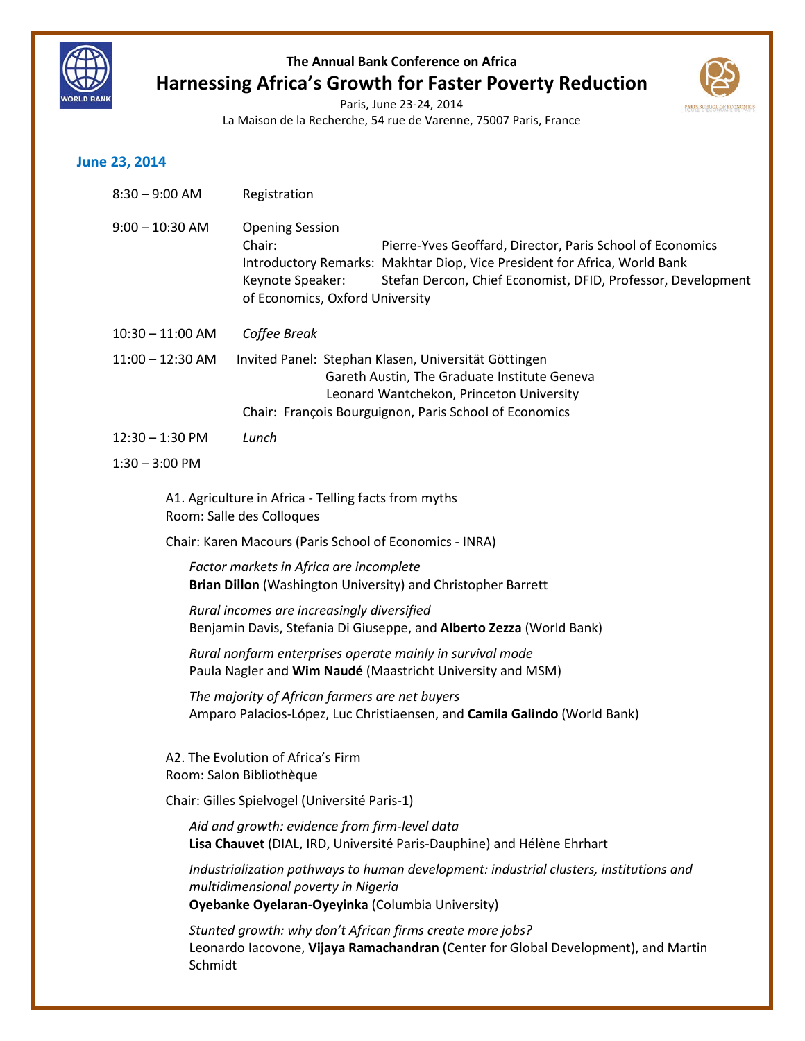The Annual Bank Conference on Africa

# Harnessing Africa's Growth for Faster Poverty Reduction

Paris, June 23-24, 2014
La Maison de la Recherche, 54 rue de Varenne, 75007 Paris, France

## June 23, 2014

8:30 – 9:00 AM Registration

9:00 – 10:30 AM Opening Session
Chair: Pierre-Yves Geoffard, Director, Paris School of Economics
Introductory Remarks: Makhtar Diop, Vice President for Africa, World Bank
Keynote Speaker: Stefan Dercon, Chief Economist, DFID, Professor, Development of Economics, Oxford University

10:30 – 11:00 AM *Coffee Break*

11:00 – 12:30 AM Invited Panel: Stephan Klasen, Universität Göttingen
Gareth Austin, The Graduate Institute Geneva
Leonard Wantchekon, Princeton University
Chair: François Bourguignon, Paris School of Economics

12:30 – 1:30 PM *Lunch*

1:30 – 3:00 PM

A1. Agriculture in Africa - Telling facts from myths
Room: Salle des Colloques

Chair: Karen Macours (Paris School of Economics - INRA)

*Factor markets in Africa are incomplete*
**Brian Dillon** (Washington University) and Christopher Barrett

*Rural incomes are increasingly diversified*
Benjamin Davis, Stefania Di Giuseppe, and **Alberto Zezza** (World Bank)

*Rural nonfarm enterprises operate mainly in survival mode*
Paula Nagler and **Wim Naudé** (Maastricht University and MSM)

*The majority of African farmers are net buyers*
Amparo Palacios-López, Luc Christiaensen, and **Camila Galindo** (World Bank)

A2. The Evolution of Africa's Firm
Room: Salon Bibliothèque

Chair: Gilles Spielvogel (Université Paris-1)

*Aid and growth: evidence from firm-level data*
**Lisa Chauvet** (DIAL, IRD, Université Paris-Dauphine) and Hélène Ehrhart

*Industrialization pathways to human development: industrial clusters, institutions and multidimensional poverty in Nigeria*
**Oyebanke Oyelaran-Oyeyinka** (Columbia University)

*Stunted growth: why don't African firms create more jobs?*
Leonardo Iacovone, **Vijaya Ramachandran** (Center for Global Development), and Martin Schmidt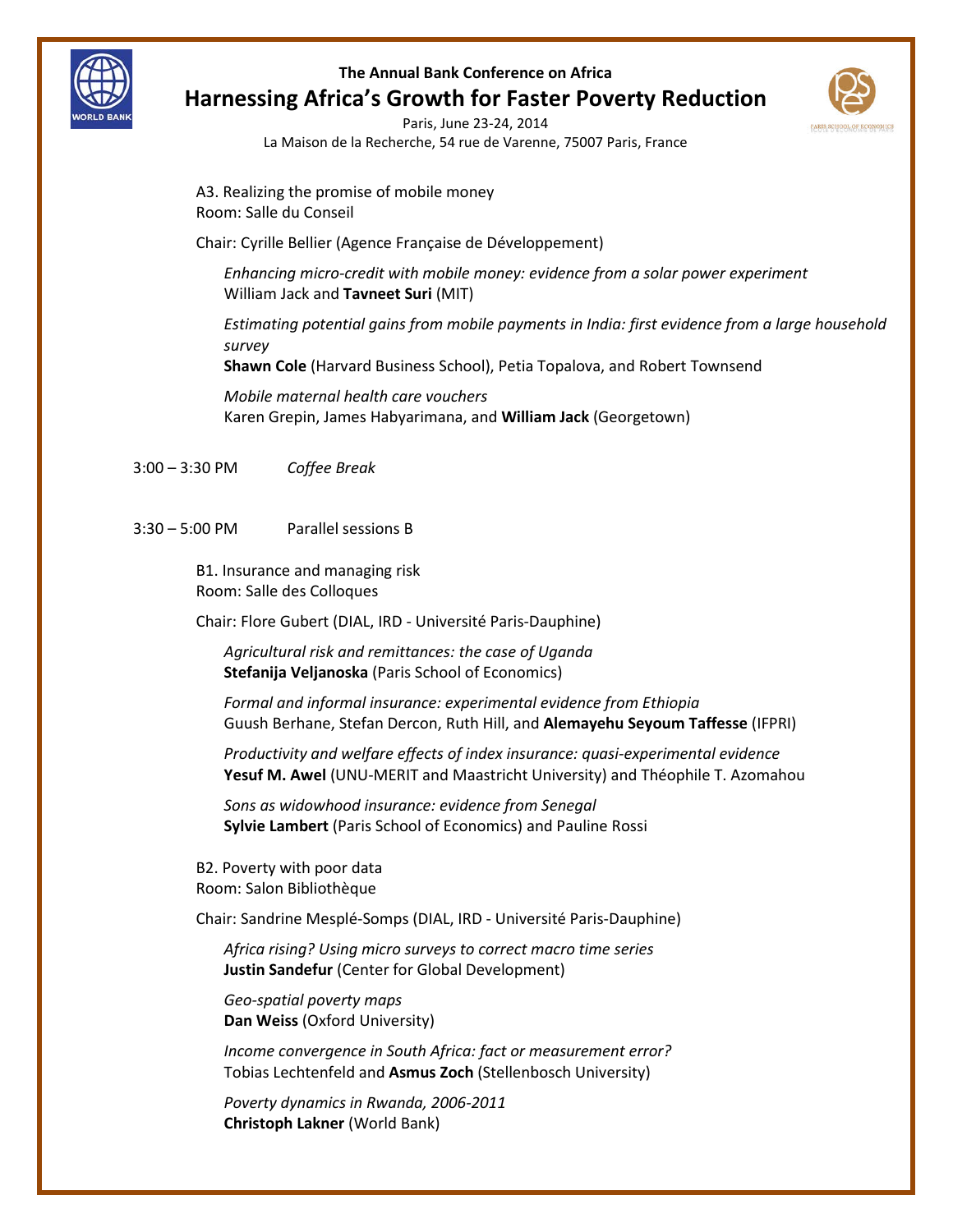A3. Realizing the promise of mobile money
Room: Salle du Conseil

Chair: Cyrille Bellier (Agence Française de Développement)

*Enhancing micro-credit with mobile money: evidence from a solar power experiment*
William Jack and **Tavneet Suri** (MIT)

*Estimating potential gains from mobile payments in India: first evidence from a large household survey*
**Shawn Cole** (Harvard Business School), Petia Topalova, and Robert Townsend

*Mobile maternal health care vouchers*
Karen Grepin, James Habyarimana, and **William Jack** (Georgetown)

3:00 – 3:30 PM *Coffee Break*

3:30 – 5:00 PM Parallel sessions B

B1. Insurance and managing risk
Room: Salle des Colloques

Chair: Flore Gubert (DIAL, IRD - Université Paris-Dauphine)

*Agricultural risk and remittances: the case of Uganda*
**Stefanija Veljanoska** (Paris School of Economics)

*Formal and informal insurance: experimental evidence from Ethiopia*
Guush Berhane, Stefan Dercon, Ruth Hill, and **Alemayehu Seyoum Taffesse** (IFPRI)

*Productivity and welfare effects of index insurance: quasi-experimental evidence*
**Yesuf M. Awel** (UNU-MERIT and Maastricht University) and Théophile T. Azomahou

*Sons as widowhood insurance: evidence from Senegal*
**Sylvie Lambert** (Paris School of Economics) and Pauline Rossi

B2. Poverty with poor data
Room: Salon Bibliothèque

Chair: Sandrine Mesplé-Somps (DIAL, IRD - Université Paris-Dauphine)

*Africa rising? Using micro surveys to correct macro time series*
**Justin Sandefur** (Center for Global Development)

*Geo-spatial poverty maps*
**Dan Weiss** (Oxford University)

*Income convergence in South Africa: fact or measurement error?*
Tobias Lechtenfeld and **Asmus Zoch** (Stellenbosch University)

*Poverty dynamics in Rwanda, 2006-2011*
**Christoph Lakner** (World Bank)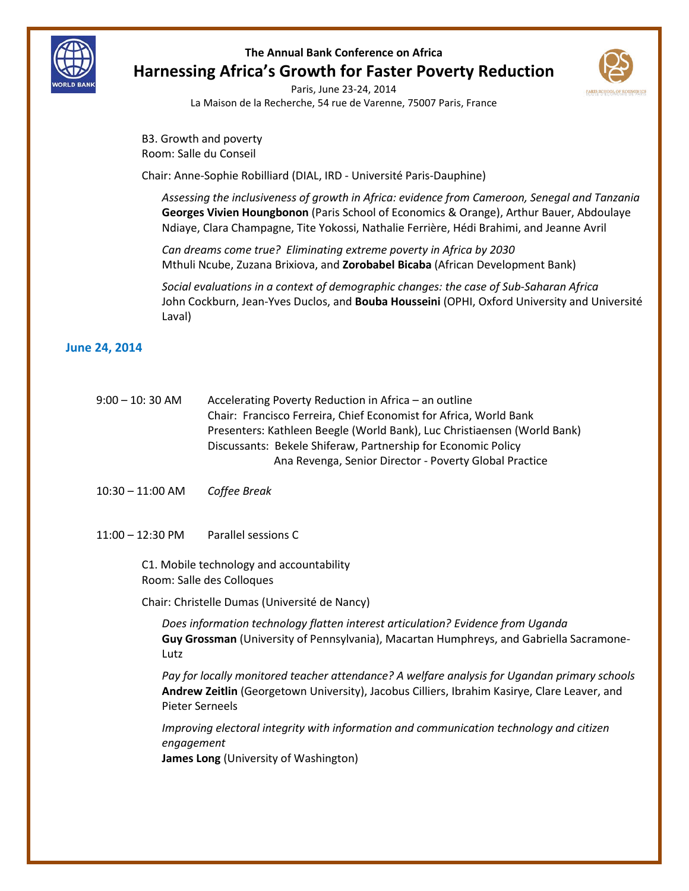B3. Growth and poverty
Room: Salle du Conseil

Chair: Anne-Sophie Robilliard (DIAL, IRD - Université Paris-Dauphine)

*Assessing the inclusiveness of growth in Africa: evidence from Cameroon, Senegal and Tanzania*
**Georges Vivien Houngbonon** (Paris School of Economics & Orange), Arthur Bauer, Abdoulaye Ndiaye, Clara Champagne, Tite Yokossi, Nathalie Ferrière, Hédi Brahimi, and Jeanne Avril

*Can dreams come true? Eliminating extreme poverty in Africa by 2030*
Mthuli Ncube, Zuzana Brixiova, and **Zorobabel Bicaba** (African Development Bank)

*Social evaluations in a context of demographic changes: the case of Sub-Saharan Africa*
John Cockburn, Jean-Yves Duclos, and **Bouba Housseini** (OPHI, Oxford University and Université Laval)

## June 24, 2014

9:00 – 10: 30 AM — Accelerating Poverty Reduction in Africa – an outline
Chair: Francisco Ferreira, Chief Economist for Africa, World Bank
Presenters: Kathleen Beegle (World Bank), Luc Christiaensen (World Bank)
Discussants: Bekele Shiferaw, Partnership for Economic Policy
Ana Revenga, Senior Director - Poverty Global Practice

10:30 – 11:00 AM — *Coffee Break*

11:00 – 12:30 PM — Parallel sessions C

C1. Mobile technology and accountability
Room: Salle des Colloques

Chair: Christelle Dumas (Université de Nancy)

*Does information technology flatten interest articulation? Evidence from Uganda*
**Guy Grossman** (University of Pennsylvania), Macartan Humphreys, and Gabriella Sacramone-Lutz

*Pay for locally monitored teacher attendance? A welfare analysis for Ugandan primary schools*
**Andrew Zeitlin** (Georgetown University), Jacobus Cilliers, Ibrahim Kasirye, Clare Leaver, and Pieter Serneels

*Improving electoral integrity with information and communication technology and citizen engagement*
**James Long** (University of Washington)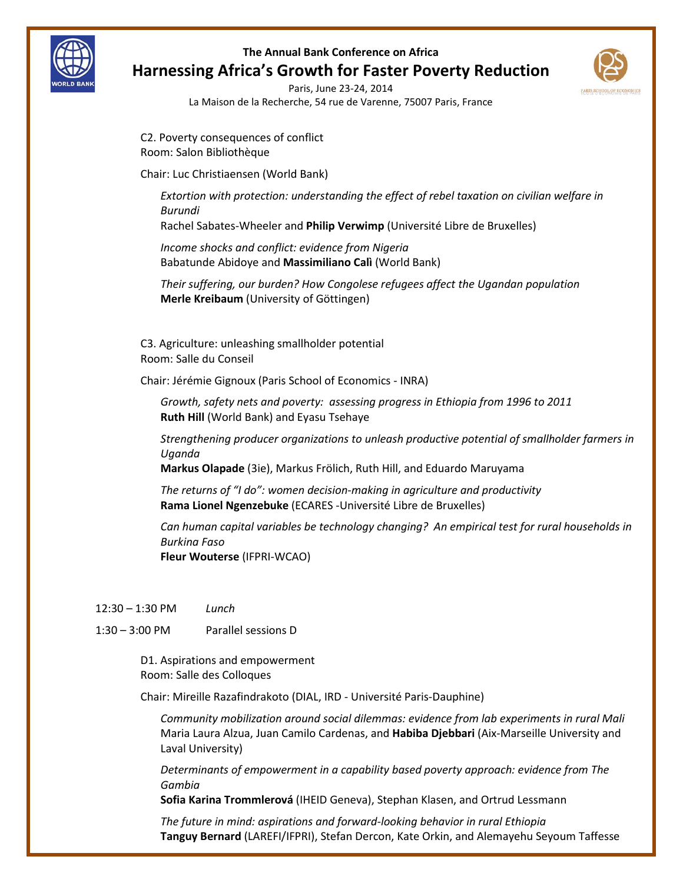C2. Poverty consequences of conflict
Room: Salon Bibliothèque

Chair: Luc Christiaensen (World Bank)

*Extortion with protection: understanding the effect of rebel taxation on civilian welfare in Burundi*
Rachel Sabates-Wheeler and **Philip Verwimp** (Université Libre de Bruxelles)

*Income shocks and conflict: evidence from Nigeria*
Babatunde Abidoye and **Massimiliano Calì** (World Bank)

*Their suffering, our burden? How Congolese refugees affect the Ugandan population*
**Merle Kreibaum** (University of Göttingen)

C3. Agriculture: unleashing smallholder potential
Room: Salle du Conseil

Chair: Jérémie Gignoux (Paris School of Economics - INRA)

*Growth, safety nets and poverty: assessing progress in Ethiopia from 1996 to 2011*
**Ruth Hill** (World Bank) and Eyasu Tsehaye

*Strengthening producer organizations to unleash productive potential of smallholder farmers in Uganda*
**Markus Olapade** (3ie), Markus Frölich, Ruth Hill, and Eduardo Maruyama

*The returns of "I do": women decision-making in agriculture and productivity*
**Rama Lionel Ngenzebuke** (ECARES -Université Libre de Bruxelles)

*Can human capital variables be technology changing? An empirical test for rural households in Burkina Faso*
**Fleur Wouterse** (IFPRI-WCAO)

12:30 – 1:30 PM *Lunch*

1:30 – 3:00 PM Parallel sessions D

D1. Aspirations and empowerment
Room: Salle des Colloques

Chair: Mireille Razafindrakoto (DIAL, IRD - Université Paris-Dauphine)

*Community mobilization around social dilemmas: evidence from lab experiments in rural Mali*
Maria Laura Alzua, Juan Camilo Cardenas, and **Habiba Djebbari** (Aix-Marseille University and Laval University)

*Determinants of empowerment in a capability based poverty approach: evidence from The Gambia*
**Sofia Karina Trommlerová** (IHEID Geneva), Stephan Klasen, and Ortrud Lessmann

*The future in mind: aspirations and forward-looking behavior in rural Ethiopia*
**Tanguy Bernard** (LAREFI/IFPRI), Stefan Dercon, Kate Orkin, and Alemayehu Seyoum Taffesse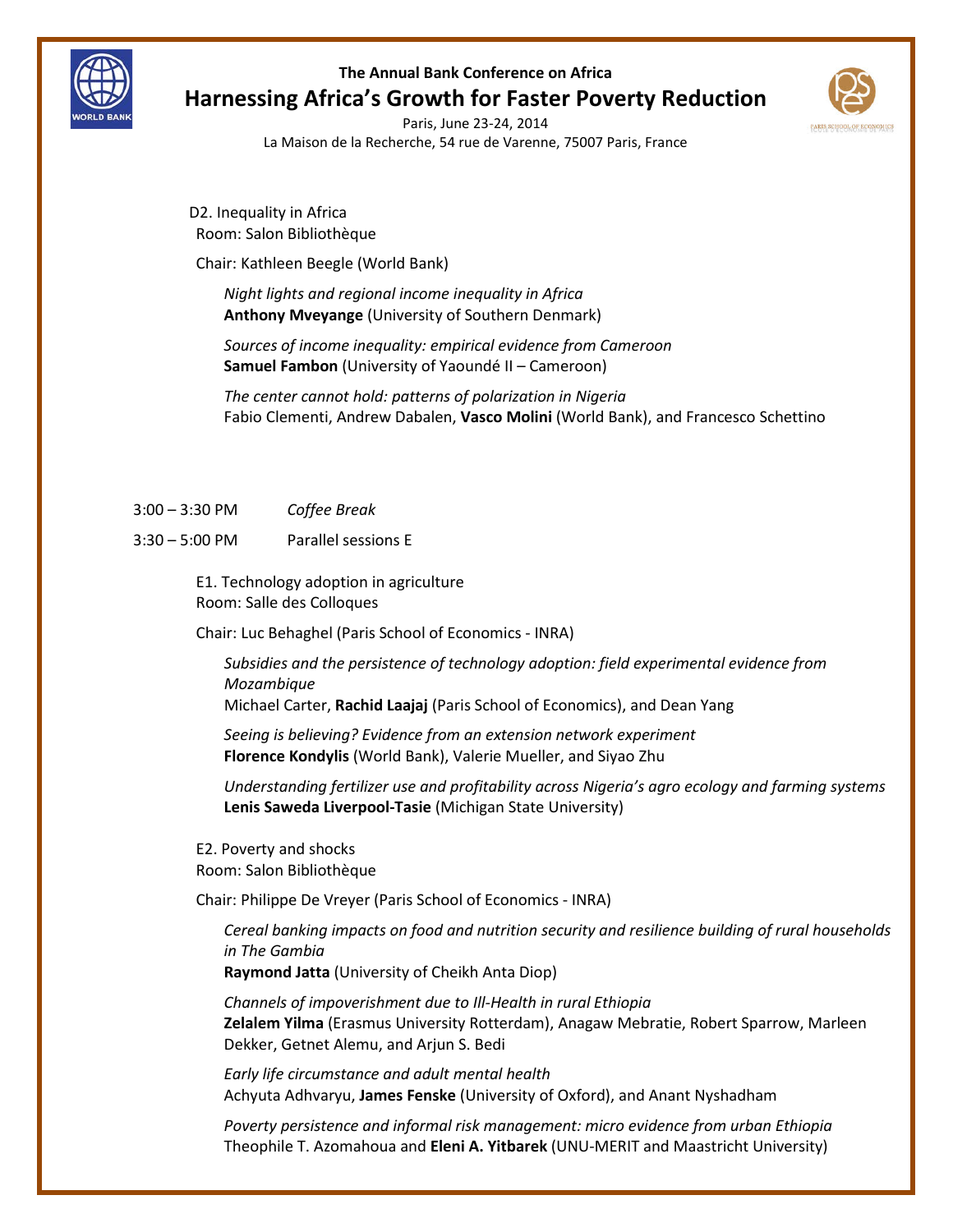D2. Inequality in Africa
Room: Salon Bibliothèque

Chair: Kathleen Beegle (World Bank)

*Night lights and regional income inequality in Africa*
**Anthony Mveyange** (University of Southern Denmark)

*Sources of income inequality: empirical evidence from Cameroon*
**Samuel Fambon** (University of Yaoundé II – Cameroon)

*The center cannot hold: patterns of polarization in Nigeria*
Fabio Clementi, Andrew Dabalen, **Vasco Molini** (World Bank), and Francesco Schettino

3:00 – 3:30 PM *Coffee Break*

3:30 – 5:00 PM Parallel sessions E

E1. Technology adoption in agriculture
Room: Salle des Colloques

Chair: Luc Behaghel (Paris School of Economics - INRA)

*Subsidies and the persistence of technology adoption: field experimental evidence from Mozambique*
Michael Carter, **Rachid Laajaj** (Paris School of Economics), and Dean Yang

*Seeing is believing? Evidence from an extension network experiment*
**Florence Kondylis** (World Bank), Valerie Mueller, and Siyao Zhu

*Understanding fertilizer use and profitability across Nigeria's agro ecology and farming systems*
**Lenis Saweda Liverpool-Tasie** (Michigan State University)

E2. Poverty and shocks
Room: Salon Bibliothèque

Chair: Philippe De Vreyer (Paris School of Economics - INRA)

*Cereal banking impacts on food and nutrition security and resilience building of rural households in The Gambia*
**Raymond Jatta** (University of Cheikh Anta Diop)

*Channels of impoverishment due to Ill-Health in rural Ethiopia*
**Zelalem Yilma** (Erasmus University Rotterdam), Anagaw Mebratie, Robert Sparrow, Marleen Dekker, Getnet Alemu, and Arjun S. Bedi

*Early life circumstance and adult mental health*
Achyuta Adhvaryu, **James Fenske** (University of Oxford), and Anant Nyshadham

*Poverty persistence and informal risk management: micro evidence from urban Ethiopia*
Theophile T. Azomahoua and **Eleni A. Yitbarek** (UNU-MERIT and Maastricht University)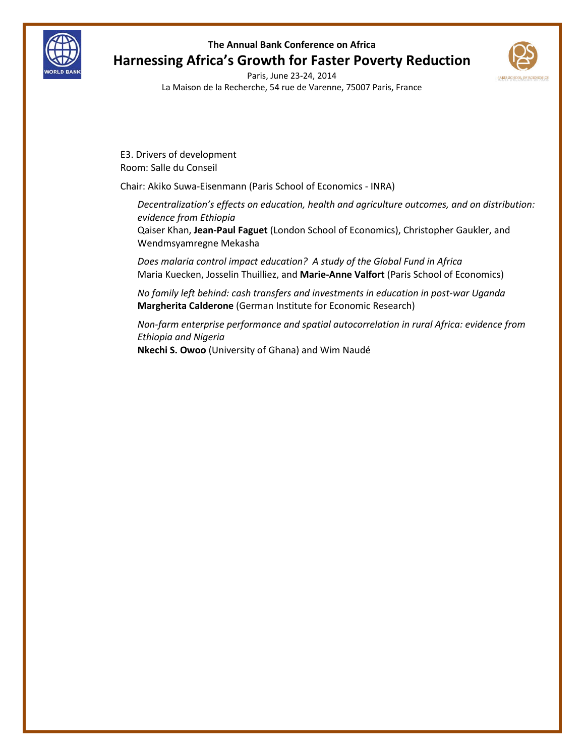E3. Drivers of development
Room: Salle du Conseil

Chair: Akiko Suwa-Eisenmann (Paris School of Economics - INRA)

*Decentralization's effects on education, health and agriculture outcomes, and on distribution: evidence from Ethiopia*
Qaiser Khan, **Jean-Paul Faguet** (London School of Economics), Christopher Gaukler, and Wendmsyamregne Mekasha

*Does malaria control impact education? A study of the Global Fund in Africa*
Maria Kuecken, Josselin Thuilliez, and **Marie-Anne Valfort** (Paris School of Economics)

*No family left behind: cash transfers and investments in education in post-war Uganda*
**Margherita Calderone** (German Institute for Economic Research)

*Non-farm enterprise performance and spatial autocorrelation in rural Africa: evidence from Ethiopia and Nigeria*
**Nkechi S. Owoo** (University of Ghana) and Wim Naudé